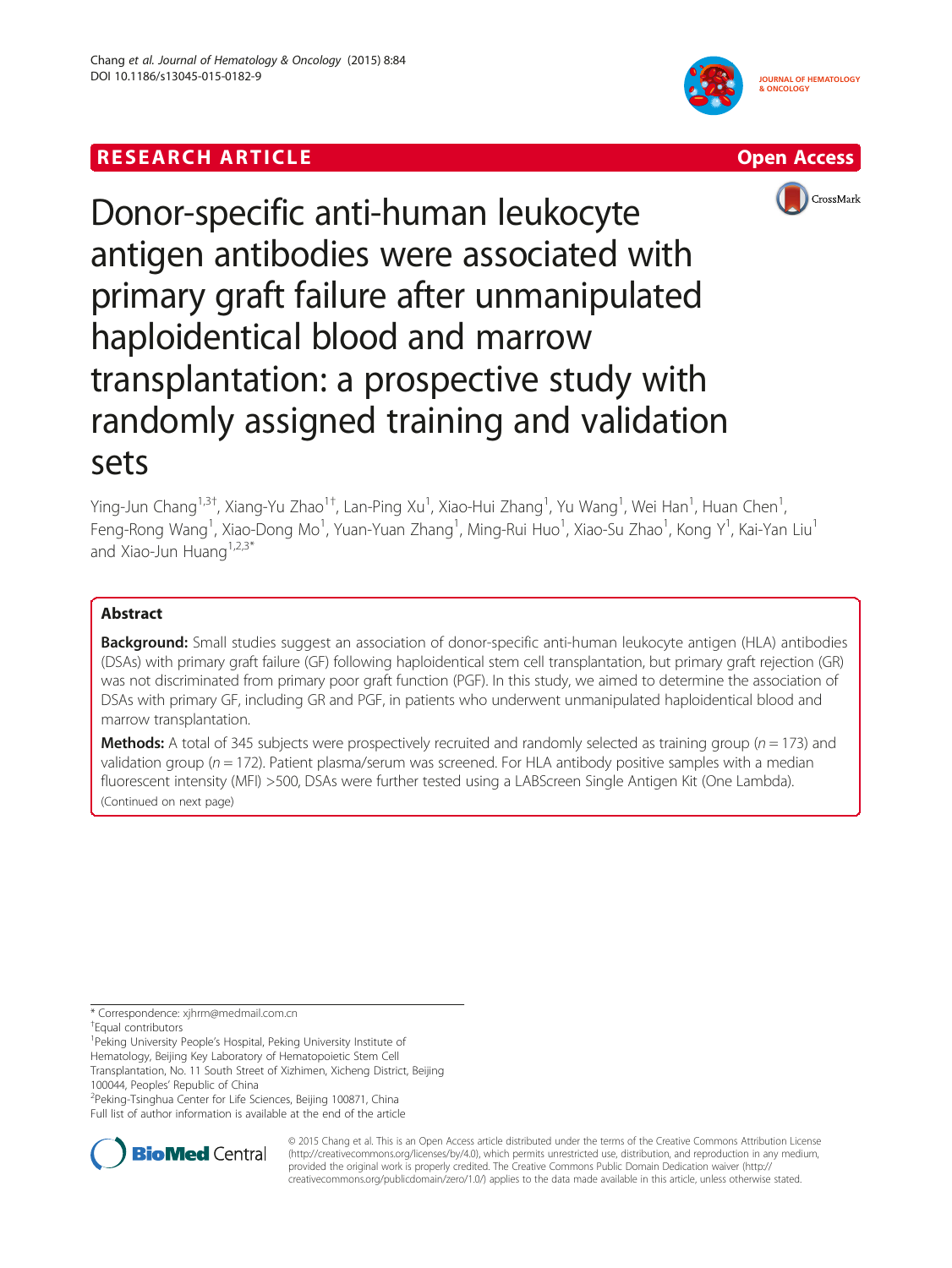RESEARCH ARTICLE

Open Access

# Donor-specific anti-human leukocyte antigen antibodies were associated with primary graft failure after unmanipulated haploidentical blood and marrow transplantation: a prospective study with randomly assigned training and validation sets

Ying-Jun Chang[1,3†], Xiang-Yu Zhao[1†], Lan-Ping Xu[1], Xiao-Hui Zhang[1], Yu Wang[1], Wei Han[1], Huan Chen[1], Feng-Rong Wang[1], Xiao-Dong Mo[1], Yuan-Yuan Zhang[1], Ming-Rui Huo[1], Xiao-Su Zhao[1], Kong Y[1], Kai-Yan Liu[1] and Xiao-Jun Huang[1,2,3*]

## Abstract

**Background:** Small studies suggest an association of donor-specific anti-human leukocyte antigen (HLA) antibodies (DSAs) with primary graft failure (GF) following haploidentical stem cell transplantation, but primary graft rejection (GR) was not discriminated from primary poor graft function (PGF). In this study, we aimed to determine the association of DSAs with primary GF, including GR and PGF, in patients who underwent unmanipulated haploidentical blood and marrow transplantation.

**Methods:** A total of 345 subjects were prospectively recruited and randomly selected as training group ($n = 173$) and validation group ($n = 172$). Patient plasma/serum was screened. For HLA antibody positive samples with a median fluorescent intensity (MFI) >500, DSAs were further tested using a LABScreen Single Antigen Kit (One Lambda).

(Continued on next page)

\* Correspondence: xjhrm@medmail.com.cn

†Equal contributors

[1]Peking University People's Hospital, Peking University Institute of Hematology, Beijing Key Laboratory of Hematopoietic Stem Cell Transplantation, No. 11 South Street of Xizhimen, Xicheng District, Beijing 100044, Peoples' Republic of China

[2]Peking-Tsinghua Center for Life Sciences, Beijing 100871, China

Full list of author information is available at the end of the article

© 2015 Chang et al. This is an Open Access article distributed under the terms of the Creative Commons Attribution License (http://creativecommons.org/licenses/by/4.0), which permits unrestricted use, distribution, and reproduction in any medium, provided the original work is properly credited. The Creative Commons Public Domain Dedication waiver (http://creativecommons.org/publicdomain/zero/1.0/) applies to the data made available in this article, unless otherwise stated.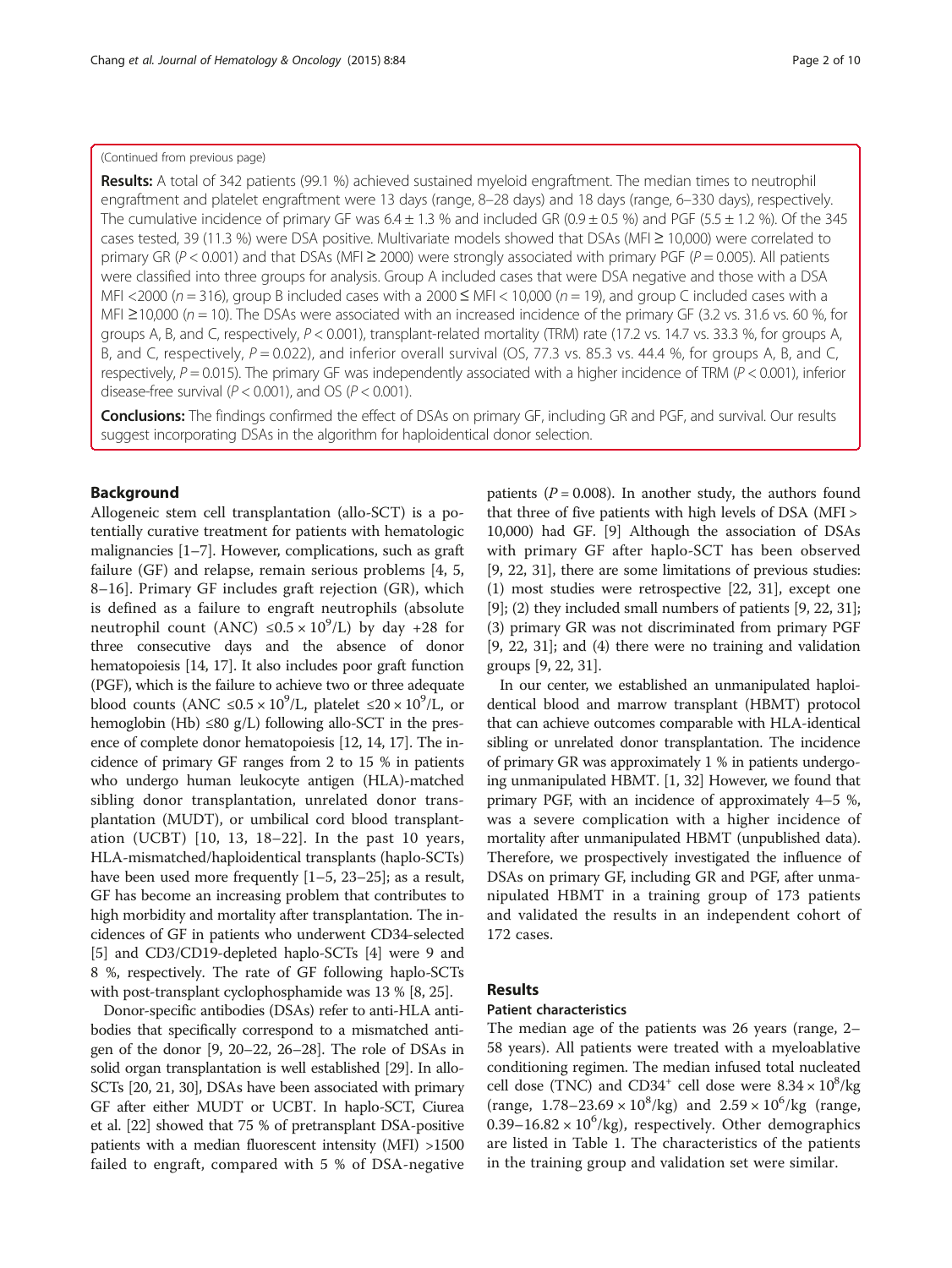(Continued from previous page)

**Results:** A total of 342 patients (99.1 %) achieved sustained myeloid engraftment. The median times to neutrophil engraftment and platelet engraftment were 13 days (range, 8–28 days) and 18 days (range, 6–330 days), respectively. The cumulative incidence of primary GF was 6.4 ± 1.3 % and included GR (0.9 ± 0.5 %) and PGF (5.5 ± 1.2 %). Of the 345 cases tested, 39 (11.3 %) were DSA positive. Multivariate models showed that DSAs (MFI ≥ 10,000) were correlated to primary GR ($P < 0.001$) and that DSAs (MFI ≥ 2000) were strongly associated with primary PGF ($P = 0.005$). All patients were classified into three groups for analysis. Group A included cases that were DSA negative and those with a DSA MFI <2000 ($n = 316$), group B included cases with a 2000 ≤ MFI < 10,000 ($n = 19$), and group C included cases with a MFI ≥10,000 ($n = 10$). The DSAs were associated with an increased incidence of the primary GF (3.2 vs. 31.6 vs. 60 %, for groups A, B, and C, respectively, $P < 0.001$), transplant-related mortality (TRM) rate (17.2 vs. 14.7 vs. 33.3 %, for groups A, B, and C, respectively, $P = 0.022$), and inferior overall survival (OS, 77.3 vs. 85.3 vs. 44.4 %, for groups A, B, and C, respectively, $P = 0.015$). The primary GF was independently associated with a higher incidence of TRM ($P < 0.001$), inferior disease-free survival ($P < 0.001$), and OS ($P < 0.001$).

**Conclusions:** The findings confirmed the effect of DSAs on primary GF, including GR and PGF, and survival. Our results suggest incorporating DSAs in the algorithm for haploidentical donor selection.

## Background

Allogeneic stem cell transplantation (allo-SCT) is a potentially curative treatment for patients with hematologic malignancies [1–7]. However, complications, such as graft failure (GF) and relapse, remain serious problems [4, 5, 8–16]. Primary GF includes graft rejection (GR), which is defined as a failure to engraft neutrophils (absolute neutrophil count (ANC) $\leq 0.5 \times 10^9$/L) by day +28 for three consecutive days and the absence of donor hematopoiesis [14, 17]. It also includes poor graft function (PGF), which is the failure to achieve two or three adequate blood counts (ANC $\leq 0.5 \times 10^9$/L, platelet $\leq 20 \times 10^9$/L, or hemoglobin (Hb) ≤80 g/L) following allo-SCT in the presence of complete donor hematopoiesis [12, 14, 17]. The incidence of primary GF ranges from 2 to 15 % in patients who undergo human leukocyte antigen (HLA)-matched sibling donor transplantation, unrelated donor transplantation (MUDT), or umbilical cord blood transplantation (UCBT) [10, 13, 18–22]. In the past 10 years, HLA-mismatched/haploidentical transplants (haplo-SCTs) have been used more frequently [1–5, 23–25]; as a result, GF has become an increasing problem that contributes to high morbidity and mortality after transplantation. The incidences of GF in patients who underwent CD34-selected [5] and CD3/CD19-depleted haplo-SCTs [4] were 9 and 8 %, respectively. The rate of GF following haplo-SCTs with post-transplant cyclophosphamide was 13 % [8, 25].

Donor-specific antibodies (DSAs) refer to anti-HLA antibodies that specifically correspond to a mismatched antigen of the donor [9, 20–22, 26–28]. The role of DSAs in solid organ transplantation is well established [29]. In allo-SCTs [20, 21, 30], DSAs have been associated with primary GF after either MUDT or UCBT. In haplo-SCT, Ciurea et al. [22] showed that 75 % of pretransplant DSA-positive patients with a median fluorescent intensity (MFI) >1500 failed to engraft, compared with 5 % of DSA-negative patients ($P = 0.008$). In another study, the authors found that three of five patients with high levels of DSA (MFI > 10,000) had GF. [9] Although the association of DSAs with primary GF after haplo-SCT has been observed [9, 22, 31], there are some limitations of previous studies: (1) most studies were retrospective [22, 31], except one [9]; (2) they included small numbers of patients [9, 22, 31]; (3) primary GR was not discriminated from primary PGF [9, 22, 31]; and (4) there were no training and validation groups [9, 22, 31].

In our center, we established an unmanipulated haploidentical blood and marrow transplant (HBMT) protocol that can achieve outcomes comparable with HLA-identical sibling or unrelated donor transplantation. The incidence of primary GR was approximately 1 % in patients undergoing unmanipulated HBMT. [1, 32] However, we found that primary PGF, with an incidence of approximately 4–5 %, was a severe complication with a higher incidence of mortality after unmanipulated HBMT (unpublished data). Therefore, we prospectively investigated the influence of DSAs on primary GF, including GR and PGF, after unmanipulated HBMT in a training group of 173 patients and validated the results in an independent cohort of 172 cases.

## Results

### Patient characteristics

The median age of the patients was 26 years (range, 2–58 years). All patients were treated with a myeloablative conditioning regimen. The median infused total nucleated cell dose (TNC) and $CD34^+$ cell dose were $8.34 \times 10^8$/kg (range, $1.78–23.69 \times 10^8$/kg) and $2.59 \times 10^6$/kg (range, $0.39–16.82 \times 10^6$/kg), respectively. Other demographics are listed in Table 1. The characteristics of the patients in the training group and validation set were similar.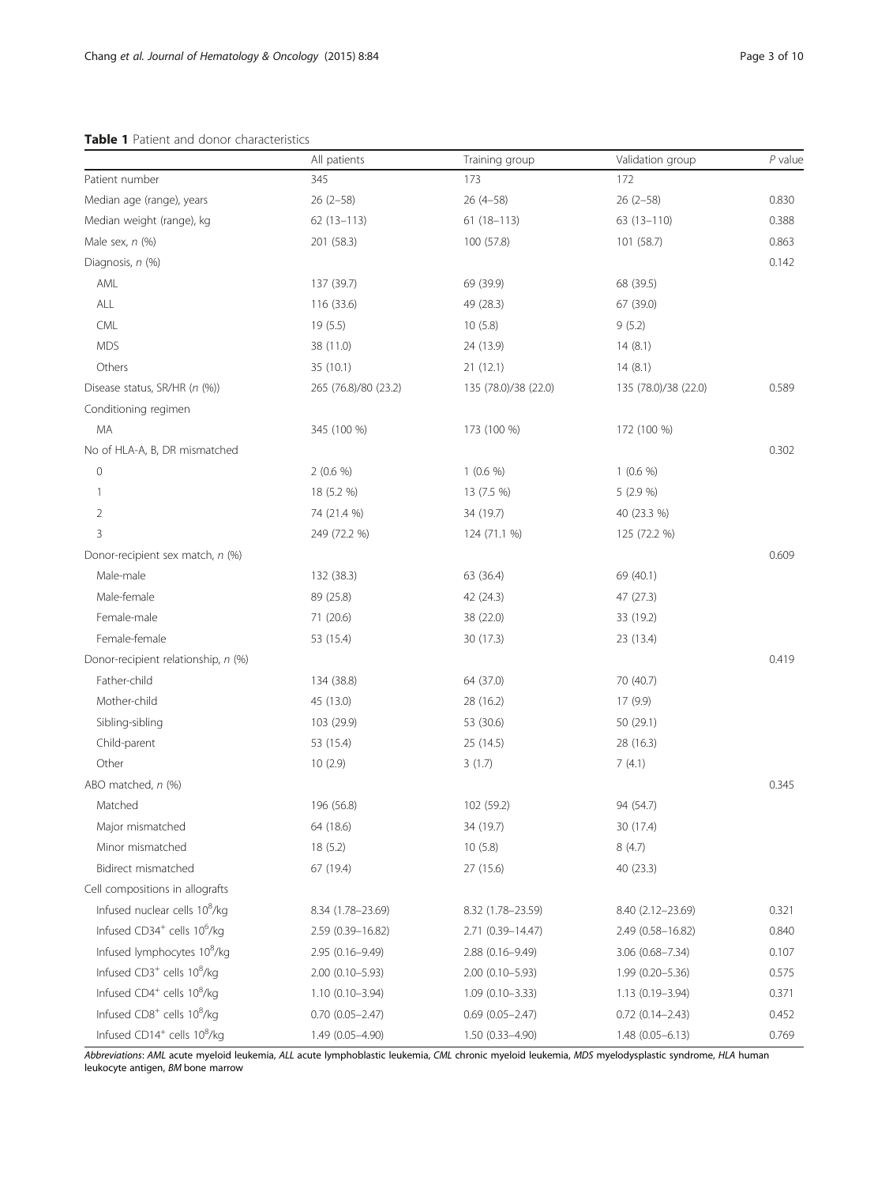**Table 1** Patient and donor characteristics

| | All patients | Training group | Validation group | *P* value |
|---|---|---|---|---|
| Patient number | 345 | 173 | 172 | |
| Median age (range), years | 26 (2–58) | 26 (4–58) | 26 (2–58) | 0.830 |
| Median weight (range), kg | 62 (13–113) | 61 (18–113) | 63 (13–110) | 0.388 |
| Male sex, *n* (%) | 201 (58.3) | 100 (57.8) | 101 (58.7) | 0.863 |
| Diagnosis, *n* (%) | | | | 0.142 |
| AML | 137 (39.7) | 69 (39.9) | 68 (39.5) | |
| ALL | 116 (33.6) | 49 (28.3) | 67 (39.0) | |
| CML | 19 (5.5) | 10 (5.8) | 9 (5.2) | |
| MDS | 38 (11.0) | 24 (13.9) | 14 (8.1) | |
| Others | 35 (10.1) | 21 (12.1) | 14 (8.1) | |
| Disease status, SR/HR (*n* (%)) | 265 (76.8)/80 (23.2) | 135 (78.0)/38 (22.0) | 135 (78.0)/38 (22.0) | 0.589 |
| Conditioning regimen | | | | |
| MA | 345 (100 %) | 173 (100 %) | 172 (100 %) | |
| No of HLA-A, B, DR mismatched | | | | 0.302 |
| 0 | 2 (0.6 %) | 1 (0.6 %) | 1 (0.6 %) | |
| 1 | 18 (5.2 %) | 13 (7.5 %) | 5 (2.9 %) | |
| 2 | 74 (21.4 %) | 34 (19.7) | 40 (23.3 %) | |
| 3 | 249 (72.2 %) | 124 (71.1 %) | 125 (72.2 %) | |
| Donor-recipient sex match, *n* (%) | | | | 0.609 |
| Male-male | 132 (38.3) | 63 (36.4) | 69 (40.1) | |
| Male-female | 89 (25.8) | 42 (24.3) | 47 (27.3) | |
| Female-male | 71 (20.6) | 38 (22.0) | 33 (19.2) | |
| Female-female | 53 (15.4) | 30 (17.3) | 23 (13.4) | |
| Donor-recipient relationship, *n* (%) | | | | 0.419 |
| Father-child | 134 (38.8) | 64 (37.0) | 70 (40.7) | |
| Mother-child | 45 (13.0) | 28 (16.2) | 17 (9.9) | |
| Sibling-sibling | 103 (29.9) | 53 (30.6) | 50 (29.1) | |
| Child-parent | 53 (15.4) | 25 (14.5) | 28 (16.3) | |
| Other | 10 (2.9) | 3 (1.7) | 7 (4.1) | |
| ABO matched, *n* (%) | | | | 0.345 |
| Matched | 196 (56.8) | 102 (59.2) | 94 (54.7) | |
| Major mismatched | 64 (18.6) | 34 (19.7) | 30 (17.4) | |
| Minor mismatched | 18 (5.2) | 10 (5.8) | 8 (4.7) | |
| Bidirect mismatched | 67 (19.4) | 27 (15.6) | 40 (23.3) | |
| Cell compositions in allografts | | | | |
| Infused nuclear cells $10^8$/kg | 8.34 (1.78–23.69) | 8.32 (1.78–23.59) | 8.40 (2.12–23.69) | 0.321 |
| Infused $CD34^+$ cells $10^6$/kg | 2.59 (0.39–16.82) | 2.71 (0.39–14.47) | 2.49 (0.58–16.82) | 0.840 |
| Infused lymphocytes $10^8$/kg | 2.95 (0.16–9.49) | 2.88 (0.16–9.49) | 3.06 (0.68–7.34) | 0.107 |
| Infused $CD3^+$ cells $10^8$/kg | 2.00 (0.10–5.93) | 2.00 (0.10–5.93) | 1.99 (0.20–5.36) | 0.575 |
| Infused $CD4^+$ cells $10^8$/kg | 1.10 (0.10–3.94) | 1.09 (0.10–3.33) | 1.13 (0.19–3.94) | 0.371 |
| Infused $CD8^+$ cells $10^8$/kg | 0.70 (0.05–2.47) | 0.69 (0.05–2.47) | 0.72 (0.14–2.43) | 0.452 |
| Infused $CD14^+$ cells $10^8$/kg | 1.49 (0.05–4.90) | 1.50 (0.33–4.90) | 1.48 (0.05–6.13) | 0.769 |

*Abbreviations*: *AML* acute myeloid leukemia, *ALL* acute lymphoblastic leukemia, *CML* chronic myeloid leukemia, *MDS* myelodysplastic syndrome, *HLA* human leukocyte antigen, *BM* bone marrow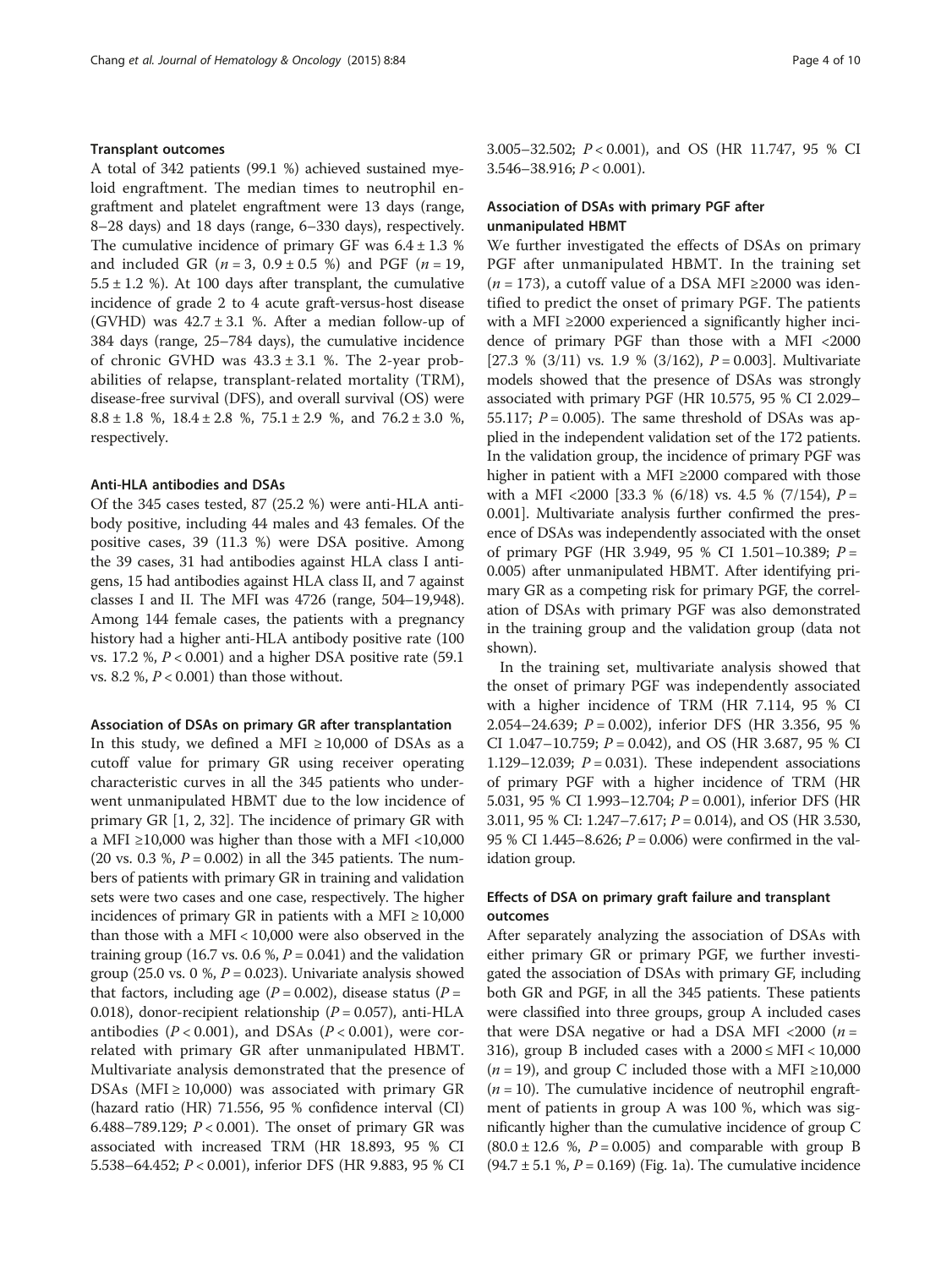### Transplant outcomes

A total of 342 patients (99.1 %) achieved sustained myeloid engraftment. The median times to neutrophil engraftment and platelet engraftment were 13 days (range, 8–28 days) and 18 days (range, 6–330 days), respectively. The cumulative incidence of primary GF was 6.4 ± 1.3 % and included GR ($n$ = 3, 0.9 ± 0.5 %) and PGF ($n$ = 19, 5.5 ± 1.2 %). At 100 days after transplant, the cumulative incidence of grade 2 to 4 acute graft-versus-host disease (GVHD) was 42.7 ± 3.1 %. After a median follow-up of 384 days (range, 25–784 days), the cumulative incidence of chronic GVHD was 43.3 ± 3.1 %. The 2-year probabilities of relapse, transplant-related mortality (TRM), disease-free survival (DFS), and overall survival (OS) were 8.8 ± 1.8 %, 18.4 ± 2.8 %, 75.1 ± 2.9 %, and 76.2 ± 3.0 %, respectively.

### Anti-HLA antibodies and DSAs

Of the 345 cases tested, 87 (25.2 %) were anti-HLA antibody positive, including 44 males and 43 females. Of the positive cases, 39 (11.3 %) were DSA positive. Among the 39 cases, 31 had antibodies against HLA class I antigens, 15 had antibodies against HLA class II, and 7 against classes I and II. The MFI was 4726 (range, 504–19,948). Among 144 female cases, the patients with a pregnancy history had a higher anti-HLA antibody positive rate (100 vs. 17.2 %, $P$ < 0.001) and a higher DSA positive rate (59.1 vs. 8.2 %, $P$ < 0.001) than those without.

### Association of DSAs on primary GR after transplantation

In this study, we defined a MFI ≥ 10,000 of DSAs as a cutoff value for primary GR using receiver operating characteristic curves in all the 345 patients who underwent unmanipulated HBMT due to the low incidence of primary GR [1, 2, 32]. The incidence of primary GR with a MFI ≥10,000 was higher than those with a MFI <10,000 (20 vs. 0.3 %, $P$ = 0.002) in all the 345 patients. The numbers of patients with primary GR in training and validation sets were two cases and one case, respectively. The higher incidences of primary GR in patients with a MFI ≥ 10,000 than those with a MFI < 10,000 were also observed in the training group (16.7 vs. 0.6 %, $P$ = 0.041) and the validation group (25.0 vs. 0 %, $P$ = 0.023). Univariate analysis showed that factors, including age ($P$ = 0.002), disease status ($P$ = 0.018), donor-recipient relationship ($P$ = 0.057), anti-HLA antibodies ($P$ < 0.001), and DSAs ($P$ < 0.001), were correlated with primary GR after unmanipulated HBMT. Multivariate analysis demonstrated that the presence of DSAs (MFI ≥ 10,000) was associated with primary GR (hazard ratio (HR) 71.556, 95 % confidence interval (CI) 6.488–789.129; $P$ < 0.001). The onset of primary GR was associated with increased TRM (HR 18.893, 95 % CI 5.538–64.452; $P$ < 0.001), inferior DFS (HR 9.883, 95 % CI 3.005–32.502; $P$ < 0.001), and OS (HR 11.747, 95 % CI 3.546–38.916; $P$ < 0.001).

### Association of DSAs with primary PGF after unmanipulated HBMT

We further investigated the effects of DSAs on primary PGF after unmanipulated HBMT. In the training set ($n$ = 173), a cutoff value of a DSA MFI ≥2000 was identified to predict the onset of primary PGF. The patients with a MFI ≥2000 experienced a significantly higher incidence of primary PGF than those with a MFI <2000 [27.3 % (3/11) vs. 1.9 % (3/162), $P$ = 0.003]. Multivariate models showed that the presence of DSAs was strongly associated with primary PGF (HR 10.575, 95 % CI 2.029–55.117; $P$ = 0.005). The same threshold of DSAs was applied in the independent validation set of the 172 patients. In the validation group, the incidence of primary PGF was higher in patient with a MFI ≥2000 compared with those with a MFI <2000 [33.3 % (6/18) vs. 4.5 % (7/154), $P$ = 0.001]. Multivariate analysis further confirmed the presence of DSAs was independently associated with the onset of primary PGF (HR 3.949, 95 % CI 1.501–10.389; $P$ = 0.005) after unmanipulated HBMT. After identifying primary GR as a competing risk for primary PGF, the correlation of DSAs with primary PGF was also demonstrated in the training group and the validation group (data not shown).

In the training set, multivariate analysis showed that the onset of primary PGF was independently associated with a higher incidence of TRM (HR 7.114, 95 % CI 2.054–24.639; $P$ = 0.002), inferior DFS (HR 3.356, 95 % CI 1.047–10.759; $P$ = 0.042), and OS (HR 3.687, 95 % CI 1.129–12.039; $P$ = 0.031). These independent associations of primary PGF with a higher incidence of TRM (HR 5.031, 95 % CI 1.993–12.704; $P$ = 0.001), inferior DFS (HR 3.011, 95 % CI: 1.247–7.617; $P$ = 0.014), and OS (HR 3.530, 95 % CI 1.445–8.626; $P$ = 0.006) were confirmed in the validation group.

### Effects of DSA on primary graft failure and transplant outcomes

After separately analyzing the association of DSAs with either primary GR or primary PGF, we further investigated the association of DSAs with primary GF, including both GR and PGF, in all the 345 patients. These patients were classified into three groups, group A included cases that were DSA negative or had a DSA MFI <2000 ($n$ = 316), group B included cases with a 2000 ≤ MFI < 10,000 ($n$ = 19), and group C included those with a MFI ≥10,000 ($n$ = 10). The cumulative incidence of neutrophil engraftment of patients in group A was 100 %, which was significantly higher than the cumulative incidence of group C (80.0 ± 12.6 %, $P$ = 0.005) and comparable with group B (94.7 ± 5.1 %, $P$ = 0.169) (Fig. 1a). The cumulative incidence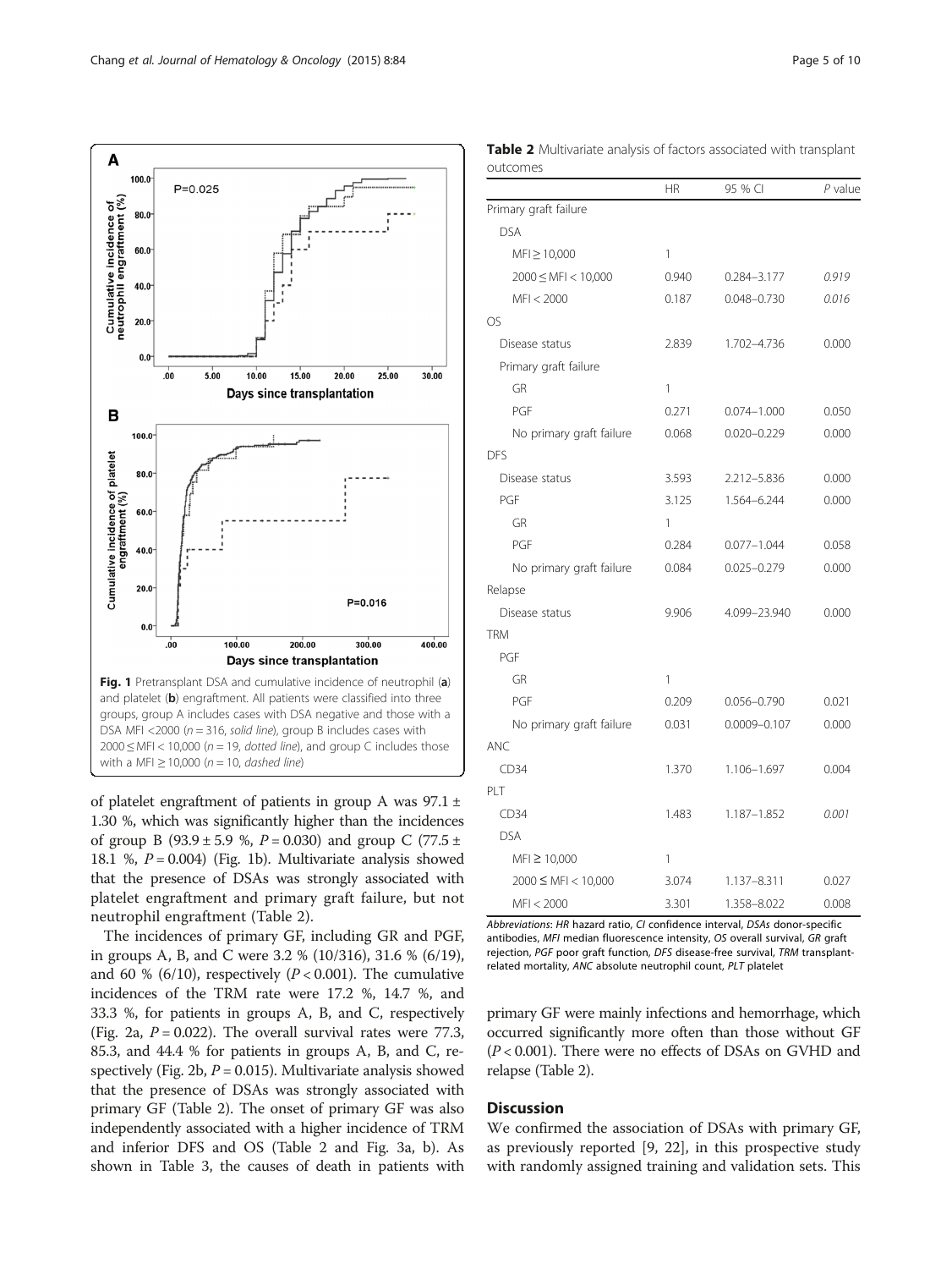Fig. 1 Pretransplant DSA and cumulative incidence of neutrophil (**a**) and platelet (**b**) engraftment. All patients were classified into three groups, group A includes cases with DSA negative and those with a DSA MFI <2000 (n = 316, *solid line*), group B includes cases with 2000 ≤ MFI < 10,000 (n = 19, *dotted line*), and group C includes those with a MFI ≥ 10,000 (n = 10, *dashed line*)

of platelet engraftment of patients in group A was 97.1 ± 1.30 %, which was significantly higher than the incidences of group B (93.9 ± 5.9 %, $P = 0.030$) and group C (77.5 ± 18.1 %, $P = 0.004$) (Fig. 1b). Multivariate analysis showed that the presence of DSAs was strongly associated with platelet engraftment and primary graft failure, but not neutrophil engraftment (Table 2).

The incidences of primary GF, including GR and PGF, in groups A, B, and C were 3.2 % (10/316), 31.6 % (6/19), and 60 % (6/10), respectively ($P < 0.001$). The cumulative incidences of the TRM rate were 17.2 %, 14.7 %, and 33.3 %, for patients in groups A, B, and C, respectively (Fig. 2a, $P = 0.022$). The overall survival rates were 77.3, 85.3, and 44.4 % for patients in groups A, B, and C, respectively (Fig. 2b, $P = 0.015$). Multivariate analysis showed that the presence of DSAs was strongly associated with primary GF (Table 2). The onset of primary GF was also independently associated with a higher incidence of TRM and inferior DFS and OS (Table 2 and Fig. 3a, b). As shown in Table 3, the causes of death in patients with primary GF were mainly infections and hemorrhage, which occurred significantly more often than those without GF ($P < 0.001$). There were no effects of DSAs on GVHD and relapse (Table 2).

**Table 2** Multivariate analysis of factors associated with transplant outcomes

| | HR | 95 % CI | *P* value |
|---|---|---|---|
| Primary graft failure | | | |
| DSA | | | |
| MFI ≥ 10,000 | 1 | | |
| 2000 ≤ MFI < 10,000 | 0.940 | 0.284–3.177 | *0.919* |
| MFI < 2000 | 0.187 | 0.048–0.730 | *0.016* |
| OS | | | |
| Disease status | 2.839 | 1.702–4.736 | 0.000 |
| Primary graft failure | | | |
| GR | 1 | | |
| PGF | 0.271 | 0.074–1.000 | 0.050 |
| No primary graft failure | 0.068 | 0.020–0.229 | 0.000 |
| DFS | | | |
| Disease status | 3.593 | 2.212–5.836 | 0.000 |
| PGF | 3.125 | 1.564–6.244 | 0.000 |
| GR | 1 | | |
| PGF | 0.284 | 0.077–1.044 | 0.058 |
| No primary graft failure | 0.084 | 0.025–0.279 | 0.000 |
| Relapse | | | |
| Disease status | 9.906 | 4.099–23.940 | 0.000 |
| TRM | | | |
| PGF | | | |
| GR | 1 | | |
| PGF | 0.209 | 0.056–0.790 | 0.021 |
| No primary graft failure | 0.031 | 0.0009–0.107 | 0.000 |
| ANC | | | |
| CD34 | 1.370 | 1.106–1.697 | 0.004 |
| PLT | | | |
| CD34 | 1.483 | 1.187–1.852 | *0.001* |
| DSA | | | |
| MFI ≥ 10,000 | 1 | | |
| 2000 ≤ MFI < 10,000 | 3.074 | 1.137–8.311 | 0.027 |
| MFI < 2000 | 3.301 | 1.358–8.022 | 0.008 |

*Abbreviations*: *HR* hazard ratio, *CI* confidence interval, *DSAs* donor-specific antibodies, *MFI* median fluorescence intensity, *OS* overall survival, *GR* graft rejection, *PGF* poor graft function, *DFS* disease-free survival, *TRM* transplant-related mortality, *ANC* absolute neutrophil count, *PLT* platelet

## Discussion

We confirmed the association of DSAs with primary GF, as previously reported [9, 22], in this prospective study with randomly assigned training and validation sets. This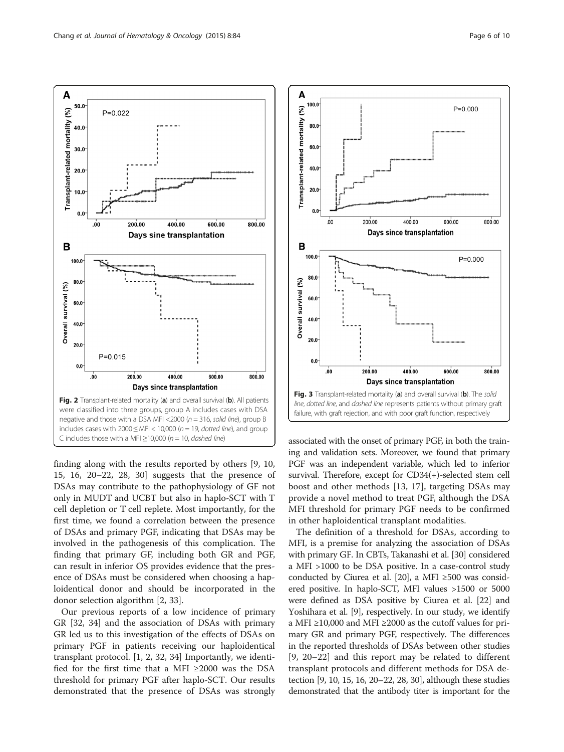Fig. 2 Transplant-related mortality (**a**) and overall survival (**b**). All patients were classified into three groups, group A includes cases with DSA negative and those with a DSA MFI <2000 ($n = 316$, *solid line*), group B includes cases with $2000 \leq$ MFI < 10,000 ($n = 19$, *dotted line*), and group C includes those with a MFI ≥10,000 ($n = 10$, *dashed line*)

Fig. 3 Transplant-related mortality (**a**) and overall survival (**b**). The *solid line, dotted line*, and *dashed line* represents patients without primary graft failure, with graft rejection, and with poor graft function, respectively

finding along with the results reported by others [9, 10, 15, 16, 20–22, 28, 30] suggests that the presence of DSAs may contribute to the pathophysiology of GF not only in MUDT and UCBT but also in haplo-SCT with T cell depletion or T cell replete. Most importantly, for the first time, we found a correlation between the presence of DSAs and primary PGF, indicating that DSAs may be involved in the pathogenesis of this complication. The finding that primary GF, including both GR and PGF, can result in inferior OS provides evidence that the presence of DSAs must be considered when choosing a haploidentical donor and should be incorporated in the donor selection algorithm [2, 33].

Our previous reports of a low incidence of primary GR [32, 34] and the association of DSAs with primary GR led us to this investigation of the effects of DSAs on primary PGF in patients receiving our haploidentical transplant protocol. [1, 2, 32, 34] Importantly, we identified for the first time that a MFI ≥2000 was the DSA threshold for primary PGF after haplo-SCT. Our results demonstrated that the presence of DSAs was strongly associated with the onset of primary PGF, in both the training and validation sets. Moreover, we found that primary PGF was an independent variable, which led to inferior survival. Therefore, except for CD34(+)-selected stem cell boost and other methods [13, 17], targeting DSAs may provide a novel method to treat PGF, although the DSA MFI threshold for primary PGF needs to be confirmed in other haploidentical transplant modalities.

The definition of a threshold for DSAs, according to MFI, is a premise for analyzing the association of DSAs with primary GF. In CBTs, Takanashi et al. [30] considered a MFI >1000 to be DSA positive. In a case-control study conducted by Ciurea et al. [20], a MFI ≥500 was considered positive. In haplo-SCT, MFI values >1500 or 5000 were defined as DSA positive by Ciurea et al. [22] and Yoshihara et al. [9], respectively. In our study, we identify a MFI ≥10,000 and MFI ≥2000 as the cutoff values for primary GR and primary PGF, respectively. The differences in the reported thresholds of DSAs between other studies [9, 20–22] and this report may be related to different transplant protocols and different methods for DSA detection [9, 10, 15, 16, 20–22, 28, 30], although these studies demonstrated that the antibody titer is important for the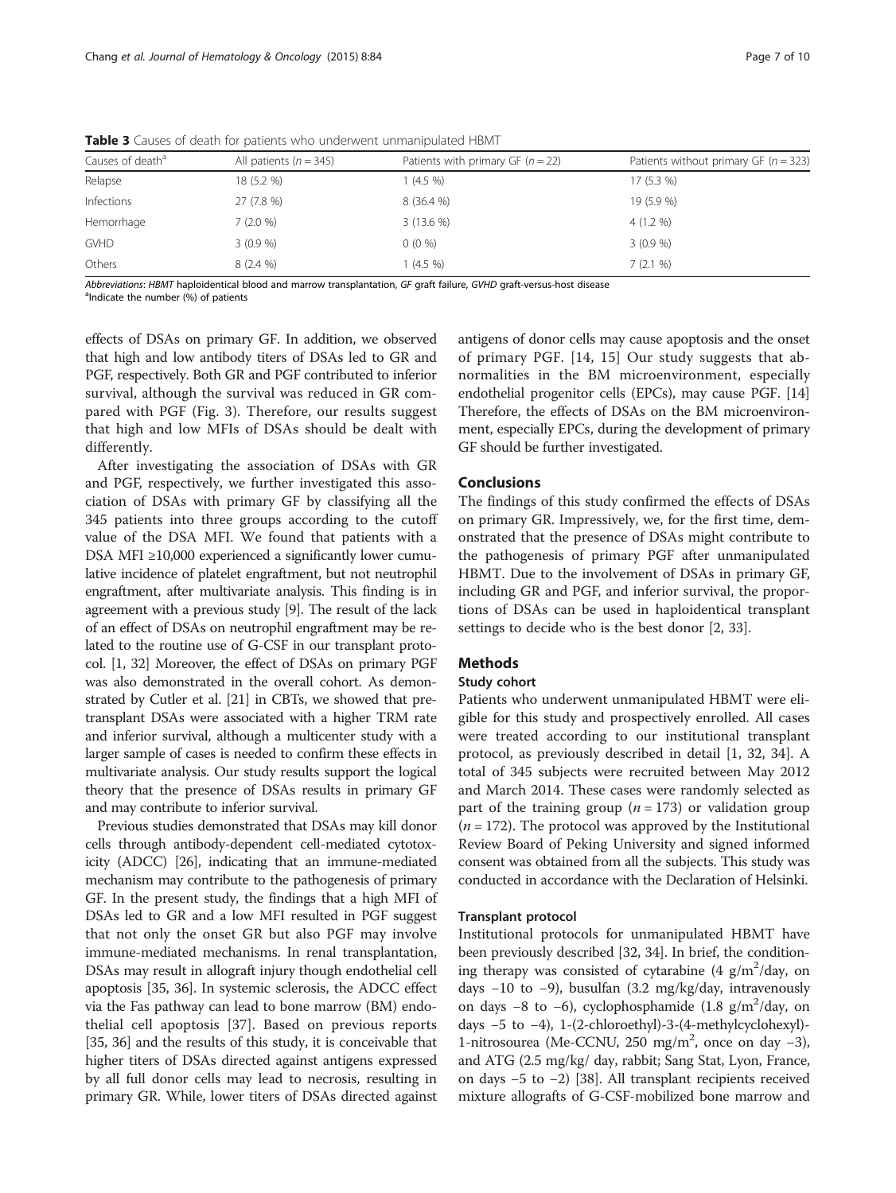**Table 3** Causes of death for patients who underwent unmanipulated HBMT

| Causes of death[a] | All patients ($n$ = 345) | Patients with primary GF ($n$ = 22) | Patients without primary GF ($n$ = 323) |
|---|---|---|---|
| Relapse | 18 (5.2 %) | 1 (4.5 %) | 17 (5.3 %) |
| Infections | 27 (7.8 %) | 8 (36.4 %) | 19 (5.9 %) |
| Hemorrhage | 7 (2.0 %) | 3 (13.6 %) | 4 (1.2 %) |
| GVHD | 3 (0.9 %) | 0 (0 %) | 3 (0.9 %) |
| Others | 8 (2.4 %) | 1 (4.5 %) | 7 (2.1 %) |

*Abbreviations*: *HBMT* haploidentical blood and marrow transplantation, *GF* graft failure, *GVHD* graft-versus-host disease
[a]Indicate the number (%) of patients

effects of DSAs on primary GF. In addition, we observed that high and low antibody titers of DSAs led to GR and PGF, respectively. Both GR and PGF contributed to inferior survival, although the survival was reduced in GR compared with PGF (Fig. 3). Therefore, our results suggest that high and low MFIs of DSAs should be dealt with differently.

After investigating the association of DSAs with GR and PGF, respectively, we further investigated this association of DSAs with primary GF by classifying all the 345 patients into three groups according to the cutoff value of the DSA MFI. We found that patients with a DSA MFI ≥10,000 experienced a significantly lower cumulative incidence of platelet engraftment, but not neutrophil engraftment, after multivariate analysis. This finding is in agreement with a previous study [9]. The result of the lack of an effect of DSAs on neutrophil engraftment may be related to the routine use of G-CSF in our transplant protocol. [1, 32] Moreover, the effect of DSAs on primary PGF was also demonstrated in the overall cohort. As demonstrated by Cutler et al. [21] in CBTs, we showed that pretransplant DSAs were associated with a higher TRM rate and inferior survival, although a multicenter study with a larger sample of cases is needed to confirm these effects in multivariate analysis. Our study results support the logical theory that the presence of DSAs results in primary GF and may contribute to inferior survival.

Previous studies demonstrated that DSAs may kill donor cells through antibody-dependent cell-mediated cytotoxicity (ADCC) [26], indicating that an immune-mediated mechanism may contribute to the pathogenesis of primary GF. In the present study, the findings that a high MFI of DSAs led to GR and a low MFI resulted in PGF suggest that not only the onset GR but also PGF may involve immune-mediated mechanisms. In renal transplantation, DSAs may result in allograft injury though endothelial cell apoptosis [35, 36]. In systemic sclerosis, the ADCC effect via the Fas pathway can lead to bone marrow (BM) endothelial cell apoptosis [37]. Based on previous reports [35, 36] and the results of this study, it is conceivable that higher titers of DSAs directed against antigens expressed by all full donor cells may lead to necrosis, resulting in primary GR. While, lower titers of DSAs directed against antigens of donor cells may cause apoptosis and the onset of primary PGF. [14, 15] Our study suggests that abnormalities in the BM microenvironment, especially endothelial progenitor cells (EPCs), may cause PGF. [14] Therefore, the effects of DSAs on the BM microenvironment, especially EPCs, during the development of primary GF should be further investigated.

## Conclusions

The findings of this study confirmed the effects of DSAs on primary GR. Impressively, we, for the first time, demonstrated that the presence of DSAs might contribute to the pathogenesis of primary PGF after unmanipulated HBMT. Due to the involvement of DSAs in primary GF, including GR and PGF, and inferior survival, the proportions of DSAs can be used in haploidentical transplant settings to decide who is the best donor [2, 33].

## Methods

### Study cohort

Patients who underwent unmanipulated HBMT were eligible for this study and prospectively enrolled. All cases were treated according to our institutional transplant protocol, as previously described in detail [1, 32, 34]. A total of 345 subjects were recruited between May 2012 and March 2014. These cases were randomly selected as part of the training group ($n$ = 173) or validation group ($n$ = 172). The protocol was approved by the Institutional Review Board of Peking University and signed informed consent was obtained from all the subjects. This study was conducted in accordance with the Declaration of Helsinki.

### Transplant protocol

Institutional protocols for unmanipulated HBMT have been previously described [32, 34]. In brief, the conditioning therapy was consisted of cytarabine (4 $g/m^2$/day, on days −10 to −9), busulfan (3.2 mg/kg/day, intravenously on days −8 to −6), cyclophosphamide (1.8 $g/m^2$/day, on days −5 to −4), 1-(2-chloroethyl)-3-(4-methylcyclohexyl)-1-nitrosourea (Me-CCNU, 250 $mg/m^2$, once on day −3), and ATG (2.5 mg/kg/ day, rabbit; Sang Stat, Lyon, France, on days −5 to −2) [38]. All transplant recipients received mixture allografts of G-CSF-mobilized bone marrow and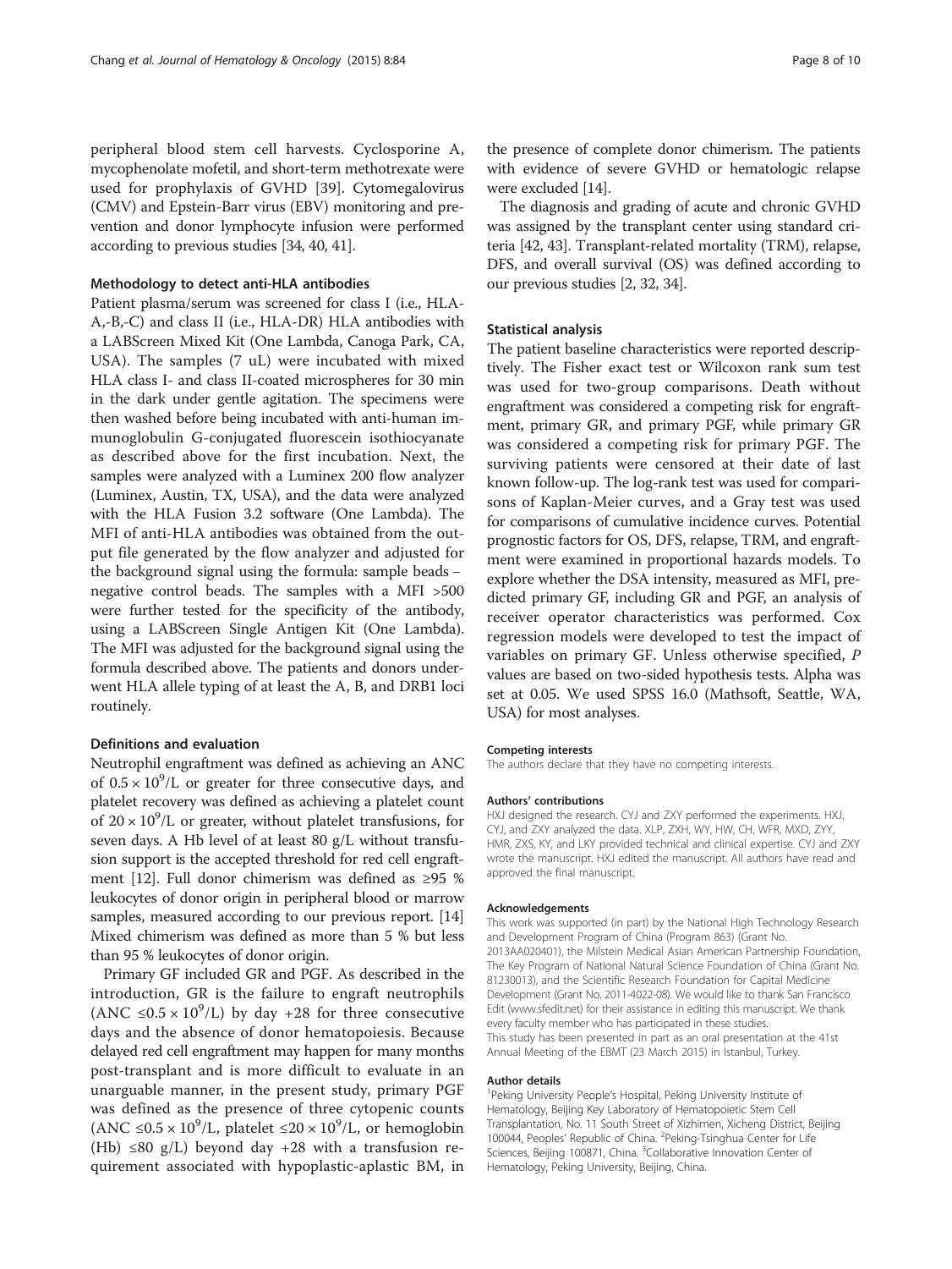peripheral blood stem cell harvests. Cyclosporine A, mycophenolate mofetil, and short-term methotrexate were used for prophylaxis of GVHD [39]. Cytomegalovirus (CMV) and Epstein-Barr virus (EBV) monitoring and prevention and donor lymphocyte infusion were performed according to previous studies [34, 40, 41].

### Methodology to detect anti-HLA antibodies

Patient plasma/serum was screened for class I (i.e., HLA-A,-B,-C) and class II (i.e., HLA-DR) HLA antibodies with a LABScreen Mixed Kit (One Lambda, Canoga Park, CA, USA). The samples (7 uL) were incubated with mixed HLA class I- and class II-coated microspheres for 30 min in the dark under gentle agitation. The specimens were then washed before being incubated with anti-human immunoglobulin G-conjugated fluorescein isothiocyanate as described above for the first incubation. Next, the samples were analyzed with a Luminex 200 flow analyzer (Luminex, Austin, TX, USA), and the data were analyzed with the HLA Fusion 3.2 software (One Lambda). The MFI of anti-HLA antibodies was obtained from the output file generated by the flow analyzer and adjusted for the background signal using the formula: sample beads – negative control beads. The samples with a MFI >500 were further tested for the specificity of the antibody, using a LABScreen Single Antigen Kit (One Lambda). The MFI was adjusted for the background signal using the formula described above. The patients and donors underwent HLA allele typing of at least the A, B, and DRB1 loci routinely.

### Definitions and evaluation

Neutrophil engraftment was defined as achieving an ANC of $0.5 \times 10^9$/L or greater for three consecutive days, and platelet recovery was defined as achieving a platelet count of $20 \times 10^9$/L or greater, without platelet transfusions, for seven days. A Hb level of at least 80 g/L without transfusion support is the accepted threshold for red cell engraftment [12]. Full donor chimerism was defined as ≥95 % leukocytes of donor origin in peripheral blood or marrow samples, measured according to our previous report. [14] Mixed chimerism was defined as more than 5 % but less than 95 % leukocytes of donor origin.

Primary GF included GR and PGF. As described in the introduction, GR is the failure to engraft neutrophils (ANC $\leq 0.5 \times 10^9$/L) by day +28 for three consecutive days and the absence of donor hematopoiesis. Because delayed red cell engraftment may happen for many months post-transplant and is more difficult to evaluate in an unarguable manner, in the present study, primary PGF was defined as the presence of three cytopenic counts (ANC $\leq 0.5 \times 10^9$/L, platelet $\leq 20 \times 10^9$/L, or hemoglobin (Hb) ≤80 g/L) beyond day +28 with a transfusion requirement associated with hypoplastic-aplastic BM, in the presence of complete donor chimerism. The patients with evidence of severe GVHD or hematologic relapse were excluded [14].

The diagnosis and grading of acute and chronic GVHD was assigned by the transplant center using standard criteria [42, 43]. Transplant-related mortality (TRM), relapse, DFS, and overall survival (OS) was defined according to our previous studies [2, 32, 34].

### Statistical analysis

The patient baseline characteristics were reported descriptively. The Fisher exact test or Wilcoxon rank sum test was used for two-group comparisons. Death without engraftment was considered a competing risk for engraftment, primary GR, and primary PGF, while primary GR was considered a competing risk for primary PGF. The surviving patients were censored at their date of last known follow-up. The log-rank test was used for comparisons of Kaplan-Meier curves, and a Gray test was used for comparisons of cumulative incidence curves. Potential prognostic factors for OS, DFS, relapse, TRM, and engraftment were examined in proportional hazards models. To explore whether the DSA intensity, measured as MFI, predicted primary GF, including GR and PGF, an analysis of receiver operator characteristics was performed. Cox regression models were developed to test the impact of variables on primary GF. Unless otherwise specified, *P* values are based on two-sided hypothesis tests. Alpha was set at 0.05. We used SPSS 16.0 (Mathsoft, Seattle, WA, USA) for most analyses.

#### Competing interests

The authors declare that they have no competing interests.

#### Authors' contributions

HXJ designed the research. CYJ and ZXY performed the experiments. HXJ, CYJ, and ZXY analyzed the data. XLP, ZXH, WY, HW, CH, WFR, MXD, ZYY, HMR, ZXS, KY, and LKY provided technical and clinical expertise. CYJ and ZXY wrote the manuscript. HXJ edited the manuscript. All authors have read and approved the final manuscript.

#### Acknowledgements

This work was supported (in part) by the National High Technology Research and Development Program of China (Program 863) (Grant No. 2013AA020401), the Milstein Medical Asian American Partnership Foundation, The Key Program of National Natural Science Foundation of China (Grant No. 81230013), and the Scientific Research Foundation for Capital Medicine Development (Grant No. 2011-4022-08). We would like to thank San Francisco Edit (www.sfedit.net) for their assistance in editing this manuscript. We thank every faculty member who has participated in these studies.
This study has been presented in part as an oral presentation at the 41st Annual Meeting of the EBMT (23 March 2015) in Istanbul, Turkey.

#### Author details

[1]Peking University People's Hospital, Peking University Institute of Hematology, Beijing Key Laboratory of Hematopoietic Stem Cell Transplantation, No. 11 South Street of Xizhimen, Xicheng District, Beijing 100044, Peoples' Republic of China. [2]Peking-Tsinghua Center for Life Sciences, Beijing 100871, China. [3]Collaborative Innovation Center of Hematology, Peking University, Beijing, China.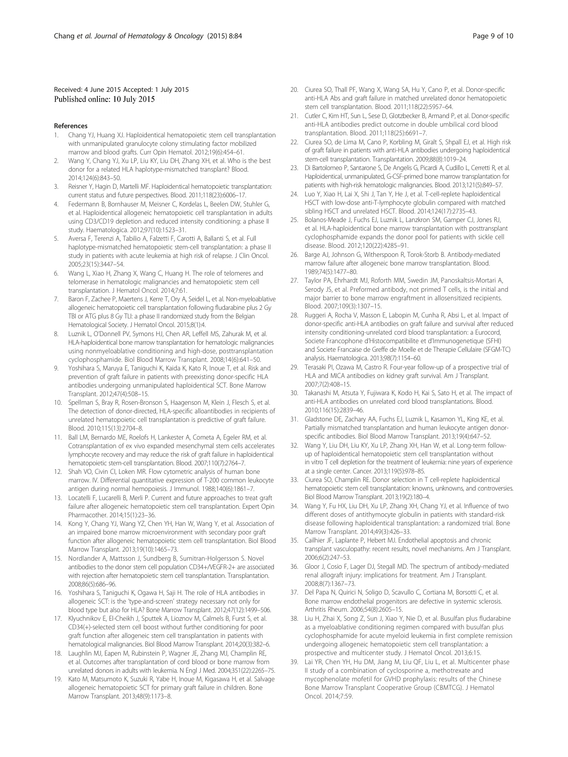Received: 4 June 2015 Accepted: 1 July 2015
Published online: 10 July 2015

## References

1. Chang YJ, Huang XJ. Haploidentical hematopoietic stem cell transplantation with unmanipulated granulocyte colony stimulating factor mobilized marrow and blood grafts. Curr Opin Hematol. 2012;19(6):454–61.
2. Wang Y, Chang YJ, Xu LP, Liu KY, Liu DH, Zhang XH, et al. Who is the best donor for a related HLA haplotype-mismatched transplant? Blood. 2014;124(6):843–50.
3. Reisner Y, Hagin D, Martelli MF. Haploidentical hematopoietic transplantation: current status and future perspectives. Blood. 2011;118(23):6006–17.
4. Federmann B, Bornhauser M, Meisner C, Kordelas L, Beelen DW, Stuhler G, et al. Haploidentical allogeneic hematopoietic cell transplantation in adults using CD3/CD19 depletion and reduced intensity conditioning: a phase II study. Haematologica. 2012;97(10):1523–31.
5. Aversa F, Terenzi A, Tabilio A, Falzetti F, Carotti A, Ballanti S, et al. Full haplotype-mismatched hematopoietic stem-cell transplantation: a phase II study in patients with acute leukemia at high risk of relapse. J Clin Oncol. 2005;23(15):3447–54.
6. Wang L, Xiao H, Zhang X, Wang C, Huang H. The role of telomeres and telomerase in hematologic malignancies and hematopoietic stem cell transplantation. J Hematol Oncol. 2014;7:61.
7. Baron F, Zachee P, Maertens J, Kerre T, Ory A, Seidel L, et al. Non-myeloablative allogeneic hematopoietic cell transplantation following fludarabine plus 2 Gy TBI or ATG plus 8 Gy TLI: a phase II randomized study from the Belgian Hematological Society. J Hematol Oncol. 2015;8(1):4.
8. Luznik L, O'Donnell PV, Symons HJ, Chen AR, Leffell MS, Zahurak M, et al. HLA-haploidentical bone marrow transplantation for hematologic malignancies using nonmyeloablative conditioning and high-dose, posttransplantation cyclophosphamide. Biol Blood Marrow Transplant. 2008;14(6):641–50.
9. Yoshihara S, Maruya E, Taniguchi K, Kaida K, Kato R, Inoue T, et al. Risk and prevention of graft failure in patients with preexisting donor-specific HLA antibodies undergoing unmanipulated haploidentical SCT. Bone Marrow Transplant. 2012;47(4):508–15.
10. Spellman S, Bray R, Rosen-Bronson S, Haagenson M, Klein J, Flesch S, et al. The detection of donor-directed, HLA-specific alloantibodies in recipients of unrelated hematopoietic cell transplantation is predictive of graft failure. Blood. 2010;115(13):2704–8.
11. Ball LM, Bernardo ME, Roelofs H, Lankester A, Cometa A, Egeler RM, et al. Cotransplantation of ex vivo expanded mesenchymal stem cells accelerates lymphocyte recovery and may reduce the risk of graft failure in haploidentical hematopoietic stem-cell transplantation. Blood. 2007;110(7):2764–7.
12. Shah VO, Civin CI, Loken MR. Flow cytometric analysis of human bone marrow. IV. Differential quantitative expression of T-200 common leukocyte antigen during normal hemopoiesis. J Immunol. 1988;140(6):1861–7.
13. Locatelli F, Lucarelli B, Merli P. Current and future approaches to treat graft failure after allogeneic hematopoietic stem cell transplantation. Expert Opin Pharmacother. 2014;15(1):23–36.
14. Kong Y, Chang YJ, Wang YZ, Chen YH, Han W, Wang Y, et al. Association of an impaired bone marrow microenvironment with secondary poor graft function after allogeneic hematopoietic stem cell transplantation. Biol Blood Marrow Transplant. 2013;19(10):1465–73.
15. Nordlander A, Mattsson J, Sundberg B, Sumitran-Holgersson S. Novel antibodies to the donor stem cell population CD34+/VEGFR-2+ are associated with rejection after hematopoietic stem cell transplantation. Transplantation. 2008;86(5):686–96.
16. Yoshihara S, Taniguchi K, Ogawa H, Saji H. The role of HLA antibodies in allogeneic SCT: is the 'type-and-screen' strategy necessary not only for blood type but also for HLA? Bone Marrow Transplant. 2006;47(12):1499–506.
17. Klyuchnikov E, El-Cheikh J, Sputtek A, Lioznov M, Calmels B, Furst S, et al. CD34(+)-selected stem cell boost without further conditioning for poor graft function after allogeneic stem cell transplantation in patients with hematological malignancies. Biol Blood Marrow Transplant. 2014;20(3):382–6.
18. Laughlin MJ, Eapen M, Rubinstein P, Wagner JE, Zhang MJ, Champlin RE, et al. Outcomes after transplantation of cord blood or bone marrow from unrelated donors in adults with leukemia. N Engl J Med. 2004;351(22):2265–75.
19. Kato M, Matsumoto K, Suzuki R, Yabe H, Inoue M, Kigasawa H, et al. Salvage allogeneic hematopoietic SCT for primary graft failure in children. Bone Marrow Transplant. 2013;48(9):1173–8.
20. Ciurea SO, Thall PF, Wang X, Wang SA, Hu Y, Cano P, et al. Donor-specific anti-HLA Abs and graft failure in matched unrelated donor hematopoietic stem cell transplantation. Blood. 2011;118(22):5957–64.
21. Cutler C, Kim HT, Sun L, Sese D, Glotzbecker B, Armand P, et al. Donor-specific anti-HLA antibodies predict outcome in double umbilical cord blood transplantation. Blood. 2011;118(25):6691–7.
22. Ciurea SO, de Lima M, Cano P, Korbling M, Giralt S, Shpall EJ, et al. High risk of graft failure in patients with anti-HLA antibodies undergoing haploidentical stem-cell transplantation. Transplantation. 2009;88(8):1019–24.
23. Di Bartolomeo P, Santarone S, De Angelis G, Picardi A, Cudillo L, Cerretti R, et al. Haploidentical, unmanipulated, G-CSF-primed bone marrow transplantation for patients with high-risk hematologic malignancies. Blood. 2013;121(5):849–57.
24. Luo Y, Xiao H, Lai X, Shi J, Tan Y, He J, et al. T-cell-replete haploidentical HSCT with low-dose anti-T-lymphocyte globulin compared with matched sibling HSCT and unrelated HSCT. Blood. 2014;124(17):2735–43.
25. Bolanos-Meade J, Fuchs EJ, Luznik L, Lanzkron SM, Gamper CJ, Jones RJ, et al. HLA-haploidentical bone marrow transplantation with posttransplant cyclophosphamide expands the donor pool for patients with sickle cell disease. Blood. 2012;120(22):4285–91.
26. Barge AJ, Johnson G, Witherspoon R, Torok-Storb B. Antibody-mediated marrow failure after allogeneic bone marrow transplantation. Blood. 1989;74(5):1477–80.
27. Taylor PA, Ehrhardt MJ, Roforth MM, Swedin JM, Panoskaltsis-Mortari A, Serody JS, et al. Preformed antibody, not primed T cells, is the initial and major barrier to bone marrow engraftment in allosensitized recipients. Blood. 2007;109(3):1307–15.
28. Ruggeri A, Rocha V, Masson E, Labopin M, Cunha R, Absi L, et al. Impact of donor-specific anti-HLA antibodies on graft failure and survival after reduced intensity conditioning-unrelated cord blood transplantation: a Eurocord, Societe Francophone d'Histocompatibilite et d'Immunogenetique (SFHI) and Societe Francaise de Greffe de Moelle et de Therapie Cellulaire (SFGM-TC) analysis. Haematologica. 2013;98(7):1154–60.
29. Terasaki PI, Ozawa M, Castro R. Four-year follow-up of a prospective trial of HLA and MICA antibodies on kidney graft survival. Am J Transplant. 2007;7(2):408–15.
30. Takanashi M, Atsuta Y, Fujiwara K, Kodo H, Kai S, Sato H, et al. The impact of anti-HLA antibodies on unrelated cord blood transplantations. Blood. 2010;116(15):2839–46.
31. Gladstone DE, Zachary AA, Fuchs EJ, Luznik L, Kasamon YL, King KE, et al. Partially mismatched transplantation and human leukocyte antigen donor-specific antibodies. Biol Blood Marrow Transplant. 2013;19(4):647–52.
32. Wang Y, Liu DH, Liu KY, Xu LP, Zhang XH, Han W, et al. Long-term follow-up of haploidentical hematopoietic stem cell transplantation without in vitro T cell depletion for the treatment of leukemia: nine years of experience at a single center. Cancer. 2013;119(5):978–85.
33. Ciurea SO, Champlin RE. Donor selection in T cell-replete haploidentical hematopoietic stem cell transplantation: knowns, unknowns, and controversies. Biol Blood Marrow Transplant. 2013;19(2):180–4.
34. Wang Y, Fu HX, Liu DH, Xu LP, Zhang XH, Chang YJ, et al. Influence of two different doses of antithymocyte globulin in patients with standard-risk disease following haploidentical transplantation: a randomized trial. Bone Marrow Transplant. 2014;49(3):426–33.
35. Cailhier JF, Laplante P, Hebert MJ. Endothelial apoptosis and chronic transplant vasculopathy: recent results, novel mechanisms. Am J Transplant. 2006;6(2):247–53.
36. Gloor J, Cosio F, Lager DJ, Stegall MD. The spectrum of antibody-mediated renal allograft injury: implications for treatment. Am J Transplant. 2008;8(7):1367–73.
37. Del Papa N, Quirici N, Soligo D, Scavullo C, Cortiana M, Borsotti C, et al. Bone marrow endothelial progenitors are defective in systemic sclerosis. Arthritis Rheum. 2006;54(8):2605–15.
38. Liu H, Zhai X, Song Z, Sun J, Xiao Y, Nie D, et al. Busulfan plus fludarabine as a myeloablative conditioning regimen compared with busulfan plus cyclophosphamide for acute myeloid leukemia in first complete remission undergoing allogeneic hematopoietic stem cell transplantation: a prospective and multicenter study. J Hematol Oncol. 2013;6:15.
39. Lai YR, Chen YH, Hu DM, Jiang M, Liu QF, Liu L, et al. Multicenter phase II study of a combination of cyclosporine a, methotrexate and mycophenolate mofetil for GVHD prophylaxis: results of the Chinese Bone Marrow Transplant Cooperative Group (CBMTCG). J Hematol Oncol. 2014;7:59.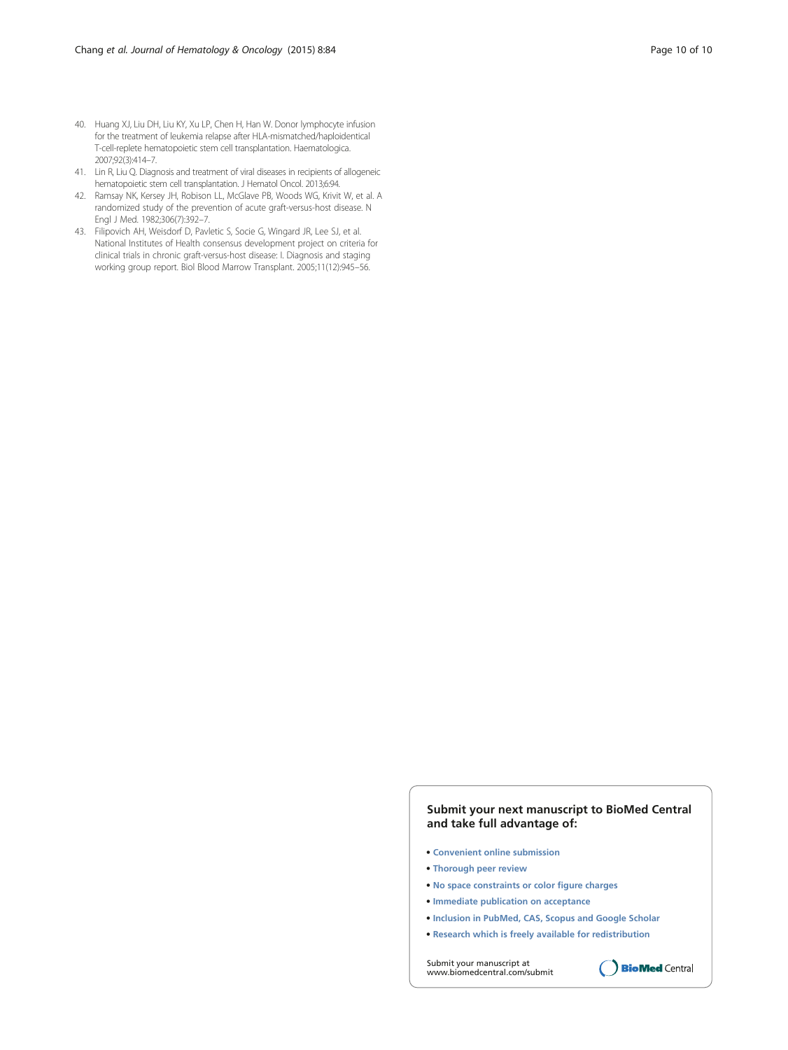40. Huang XJ, Liu DH, Liu KY, Xu LP, Chen H, Han W. Donor lymphocyte infusion for the treatment of leukemia relapse after HLA-mismatched/haploidentical T-cell-replete hematopoietic stem cell transplantation. Haematologica. 2007;92(3):414–7.
41. Lin R, Liu Q. Diagnosis and treatment of viral diseases in recipients of allogeneic hematopoietic stem cell transplantation. J Hematol Oncol. 2013;6:94.
42. Ramsay NK, Kersey JH, Robison LL, McGlave PB, Woods WG, Krivit W, et al. A randomized study of the prevention of acute graft-versus-host disease. N Engl J Med. 1982;306(7):392–7.
43. Filipovich AH, Weisdorf D, Pavletic S, Socie G, Wingard JR, Lee SJ, et al. National Institutes of Health consensus development project on criteria for clinical trials in chronic graft-versus-host disease: I. Diagnosis and staging working group report. Biol Blood Marrow Transplant. 2005;11(12):945–56.

**Submit your next manuscript to BioMed Central and take full advantage of:**

- **Convenient online submission**
- **Thorough peer review**
- **No space constraints or color figure charges**
- **Immediate publication on acceptance**
- **Inclusion in PubMed, CAS, Scopus and Google Scholar**
- **Research which is freely available for redistribution**

Submit your manuscript at
www.biomedcentral.com/submit

BioMed Central